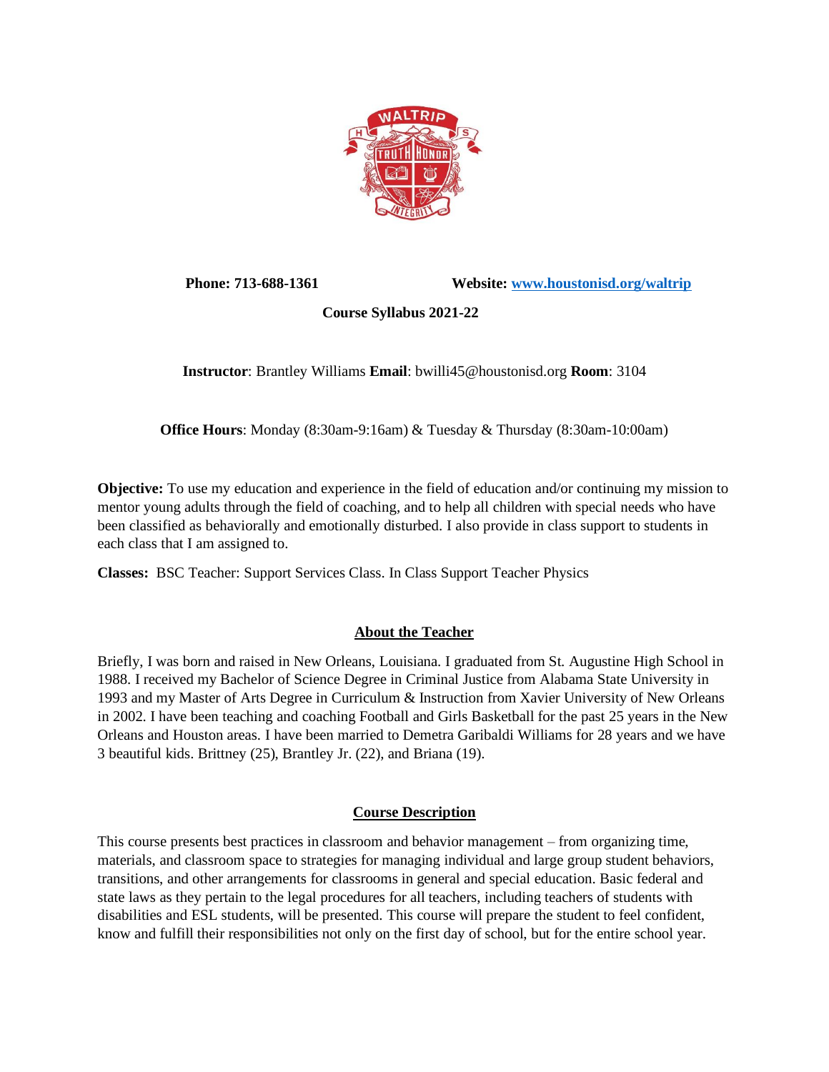**Phone: 713-688-1361** **Website: [www.houstonisd.org/waltrip](www.houstonisd.org/waltrip)**

**Course Syllabus 2021-22**

**Instructor**: Brantley Williams **Email**: bwilli45@houstonisd.org **Room**: 3104

**Office Hours**: Monday (8:30am-9:16am) & Tuesday & Thursday (8:30am-10:00am)

**Objective:** To use my education and experience in the field of education and/or continuing my mission to mentor young adults through the field of coaching, and to help all children with special needs who have been classified as behaviorally and emotionally disturbed. I also provide in class support to students in each class that I am assigned to.

**Classes:** BSC Teacher: Support Services Class. In Class Support Teacher Physics

## About the Teacher

Briefly, I was born and raised in New Orleans, Louisiana. I graduated from St. Augustine High School in 1988. I received my Bachelor of Science Degree in Criminal Justice from Alabama State University in 1993 and my Master of Arts Degree in Curriculum & Instruction from Xavier University of New Orleans in 2002. I have been teaching and coaching Football and Girls Basketball for the past 25 years in the New Orleans and Houston areas. I have been married to Demetra Garibaldi Williams for 28 years and we have 3 beautiful kids. Brittney (25), Brantley Jr. (22), and Briana (19).

## Course Description

This course presents best practices in classroom and behavior management – from organizing time, materials, and classroom space to strategies for managing individual and large group student behaviors, transitions, and other arrangements for classrooms in general and special education. Basic federal and state laws as they pertain to the legal procedures for all teachers, including teachers of students with disabilities and ESL students, will be presented. This course will prepare the student to feel confident, know and fulfill their responsibilities not only on the first day of school, but for the entire school year.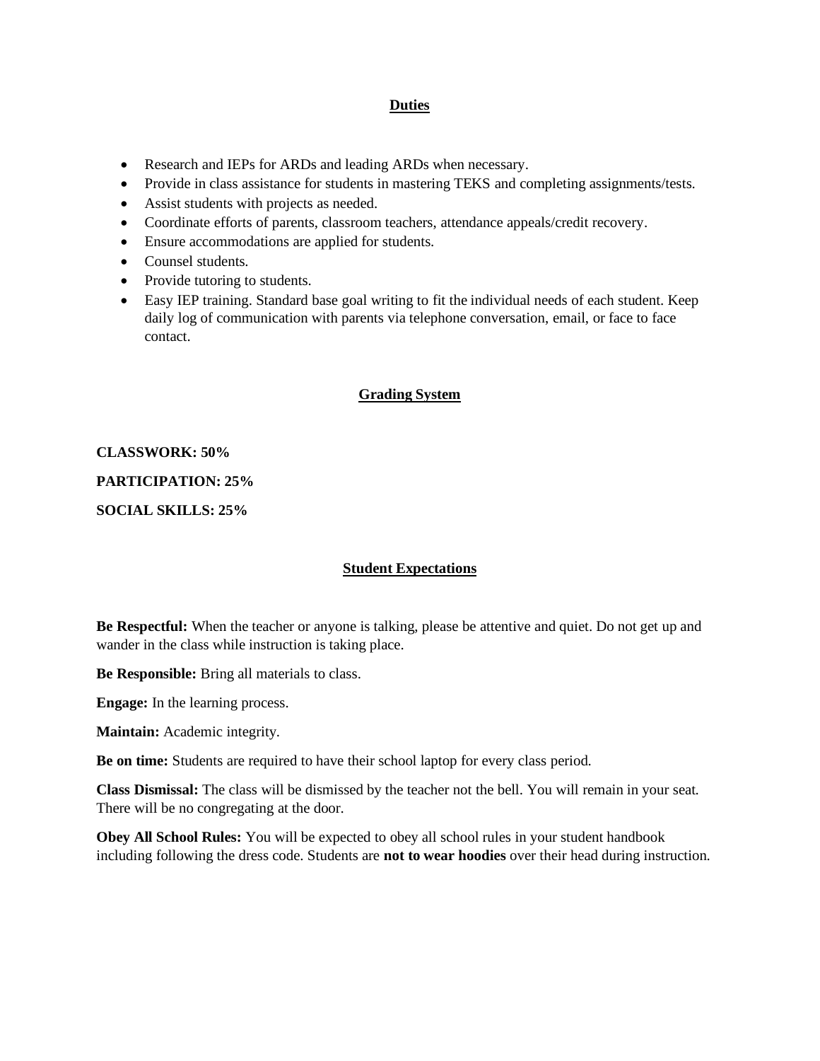## Duties

- Research and IEPs for ARDs and leading ARDs when necessary.
- Provide in class assistance for students in mastering TEKS and completing assignments/tests.
- Assist students with projects as needed.
- Coordinate efforts of parents, classroom teachers, attendance appeals/credit recovery.
- Ensure accommodations are applied for students.
- Counsel students.
- Provide tutoring to students.
- Easy IEP training. Standard base goal writing to fit the individual needs of each student. Keep daily log of communication with parents via telephone conversation, email, or face to face contact.

## Grading System

**CLASSWORK: 50%**

**PARTICIPATION: 25%**

**SOCIAL SKILLS: 25%**

## Student Expectations

**Be Respectful:** When the teacher or anyone is talking, please be attentive and quiet. Do not get up and wander in the class while instruction is taking place.

**Be Responsible:** Bring all materials to class.

**Engage:** In the learning process.

**Maintain:** Academic integrity.

**Be on time:** Students are required to have their school laptop for every class period.

**Class Dismissal:** The class will be dismissed by the teacher not the bell. You will remain in your seat. There will be no congregating at the door.

**Obey All School Rules:** You will be expected to obey all school rules in your student handbook including following the dress code. Students are **not to wear hoodies** over their head during instruction.